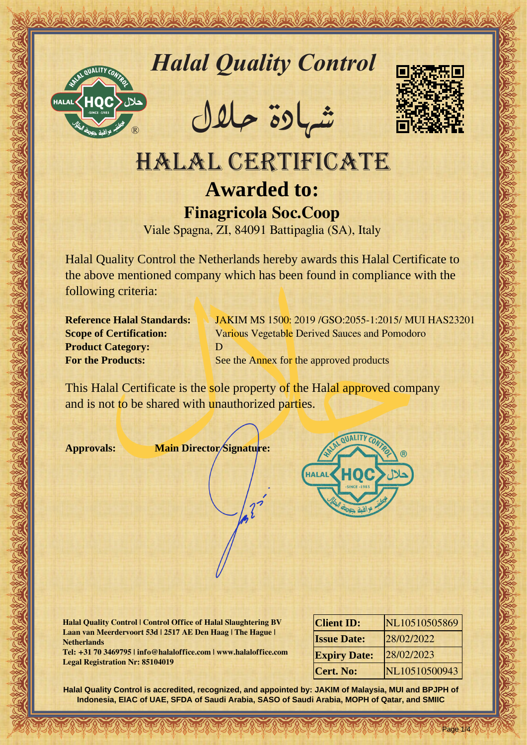# Halal Quality Control

شهادة حلال

# HALAL CERTIFICATE

## Awarded to:

## Finagricola Soc.Coop

Viale Spagna, ZI, 84091 Battipaglia (SA), Italy

Halal Quality Control the Netherlands hereby awards this Halal Certificate to the above mentioned company which has been found in compliance with the following criteria:

**Reference Halal Standards:** JAKIM MS 1500: 2019 /GSO:2055-1:2015/ MUI HAS23201
**Scope of Certification:** Various Vegetable Derived Sauces and Pomodoro
**Product Category:** D
**For the Products:** See the Annex for the approved products

This Halal Certificate is the sole property of the Halal approved company and is not to be shared with unauthorized parties.

**Approvals:** **Main Director Signature:**

**Halal Quality Control | Control Office of Halal Slaughtering BV**
**Laan van Meerdervoort 53d | 2517 AE Den Haag | The Hague | Netherlands**
**Tel: +31 70 3469795 | info@halaloffice.com | www.halaloffice.com**
**Legal Registration Nr: 85104019**

| | |
|---|---|
| **Client ID:** | NL10510505869 |
| **Issue Date:** | 28/02/2022 |
| **Expiry Date:** | 28/02/2023 |
| **Cert. No:** | NL10510500943 |

**Halal Quality Control is accredited, recognized, and appointed by: JAKIM of Malaysia, MUI and BPJPH of Indonesia, EIAC of UAE, SFDA of Saudi Arabia, SASO of Saudi Arabia, MOPH of Qatar, and SMIIC**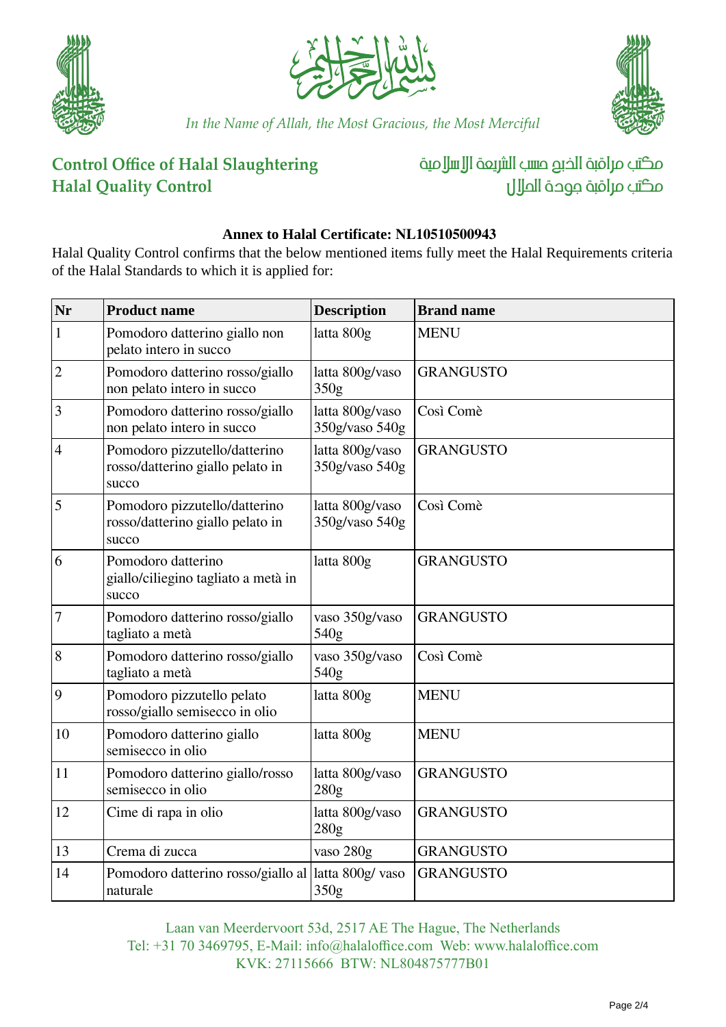In the Name of Allah, the Most Gracious, the Most Merciful

**Control Office of Halal Slaughtering**
**Halal Quality Control**

مكتب مراقبة الذبح حسب الشريعة الإسلامية
مكتب مراقبة جودة الحلال

**Annex to Halal Certificate: NL10510500943**

Halal Quality Control confirms that the below mentioned items fully meet the Halal Requirements criteria of the Halal Standards to which it is applied for:

| Nr | Product name | Description | Brand name |
|---|---|---|---|
| 1 | Pomodoro datterino giallo non pelato intero in succo | latta 800g | MENU |
| 2 | Pomodoro datterino rosso/giallo non pelato intero in succo | latta 800g/vaso 350g | GRANGUSTO |
| 3 | Pomodoro datterino rosso/giallo non pelato intero in succo | latta 800g/vaso 350g/vaso 540g | Così Comè |
| 4 | Pomodoro pizzutello/datterino rosso/datterino giallo pelato in succo | latta 800g/vaso 350g/vaso 540g | GRANGUSTO |
| 5 | Pomodoro pizzutello/datterino rosso/datterino giallo pelato in succo | latta 800g/vaso 350g/vaso 540g | Così Comè |
| 6 | Pomodoro datterino giallo/ciliegino tagliato a metà in succo | latta 800g | GRANGUSTO |
| 7 | Pomodoro datterino rosso/giallo tagliato a metà | vaso 350g/vaso 540g | GRANGUSTO |
| 8 | Pomodoro datterino rosso/giallo tagliato a metà | vaso 350g/vaso 540g | Così Comè |
| 9 | Pomodoro pizzutello pelato rosso/giallo semisecco in olio | latta 800g | MENU |
| 10 | Pomodoro datterino giallo semisecco in olio | latta 800g | MENU |
| 11 | Pomodoro datterino giallo/rosso semisecco in olio | latta 800g/vaso 280g | GRANGUSTO |
| 12 | Cime di rapa in olio | latta 800g/vaso 280g | GRANGUSTO |
| 13 | Crema di zucca | vaso 280g | GRANGUSTO |
| 14 | Pomodoro datterino rosso/giallo al naturale | latta 800g/ vaso 350g | GRANGUSTO |

Laan van Meerdervoort 53d, 2517 AE The Hague, The Netherlands
Tel: +31 70 3469795, E-Mail: info@halaloffice.com Web: www.halaloffice.com
KVK: 27115666 BTW: NL804875777B01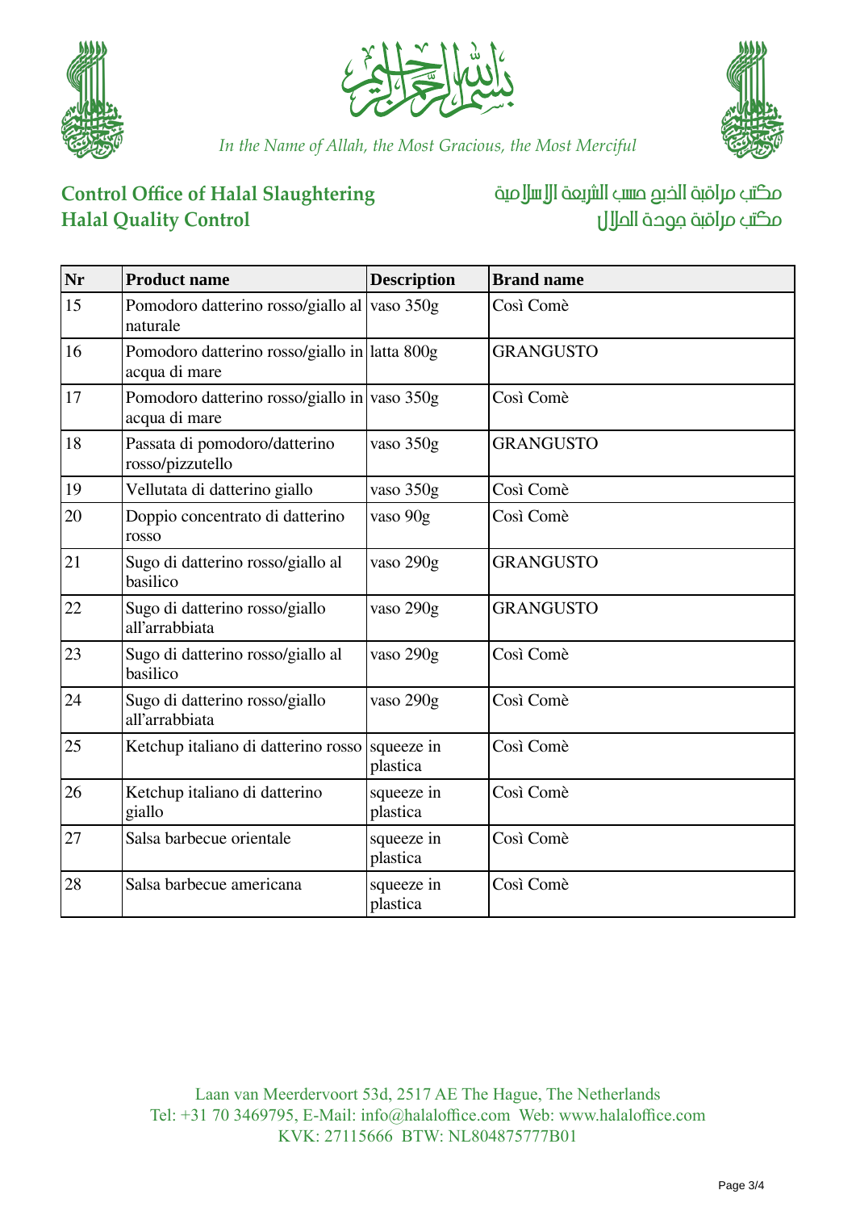In the Name of Allah, the Most Gracious, the Most Merciful

**Control Office of Halal Slaughtering**
**Halal Quality Control**

مكتب مراقبة الذبح حسب الشريعة الإسلامية
مكتب مراقبة جودة الحلال

| Nr | Product name | Description | Brand name |
|---|---|---|---|
| 15 | Pomodoro datterino rosso/giallo al naturale | vaso 350g | Così Comè |
| 16 | Pomodoro datterino rosso/giallo in acqua di mare | latta 800g | GRANGUSTO |
| 17 | Pomodoro datterino rosso/giallo in acqua di mare | vaso 350g | Così Comè |
| 18 | Passata di pomodoro/datterino rosso/pizzutello | vaso 350g | GRANGUSTO |
| 19 | Vellutata di datterino giallo | vaso 350g | Così Comè |
| 20 | Doppio concentrato di datterino rosso | vaso 90g | Così Comè |
| 21 | Sugo di datterino rosso/giallo al basilico | vaso 290g | GRANGUSTO |
| 22 | Sugo di datterino rosso/giallo all'arrabbiata | vaso 290g | GRANGUSTO |
| 23 | Sugo di datterino rosso/giallo al basilico | vaso 290g | Così Comè |
| 24 | Sugo di datterino rosso/giallo all'arrabbiata | vaso 290g | Così Comè |
| 25 | Ketchup italiano di datterino rosso | squeeze in plastica | Così Comè |
| 26 | Ketchup italiano di datterino giallo | squeeze in plastica | Così Comè |
| 27 | Salsa barbecue orientale | squeeze in plastica | Così Comè |
| 28 | Salsa barbecue americana | squeeze in plastica | Così Comè |

Laan van Meerdervoort 53d, 2517 AE The Hague, The Netherlands
Tel: +31 70 3469795, E-Mail: info@halaloffice.com Web: www.halaloffice.com
KVK: 27115666 BTW: NL804875777B01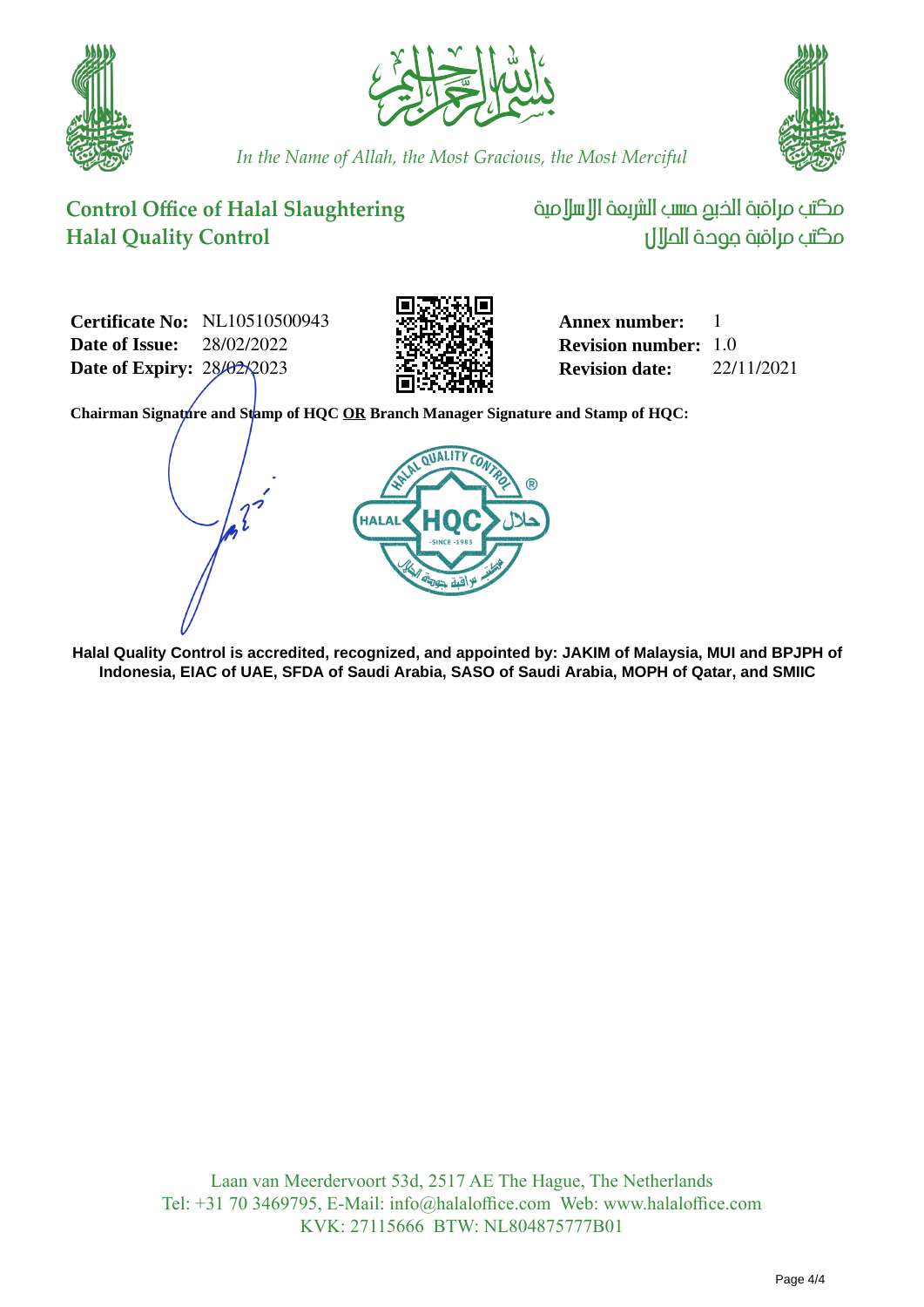*In the Name of Allah, the Most Gracious, the Most Merciful*

## Control Office of Halal Slaughtering
## Halal Quality Control

مكتب مراقبة الذبح حسب الشريعة الإسلامية
مكتب مراقبة جودة الحلال

**Certificate No:** NL10510500943
**Date of Issue:** 28/02/2022
**Date of Expiry:** 28/02/2023

**Annex number:** 1
**Revision number:** 1.0
**Revision date:** 22/11/2021

**Chairman Signature and Stamp of HQC OR Branch Manager Signature and Stamp of HQC:**

**Halal Quality Control is accredited, recognized, and appointed by: JAKIM of Malaysia, MUI and BPJPH of Indonesia, EIAC of UAE, SFDA of Saudi Arabia, SASO of Saudi Arabia, MOPH of Qatar, and SMIIC**

Laan van Meerdervoort 53d, 2517 AE The Hague, The Netherlands
Tel: +31 70 3469795, E-Mail: info@halaloffice.com Web: www.halaloffice.com
KVK: 27115666 BTW: NL804875777B01